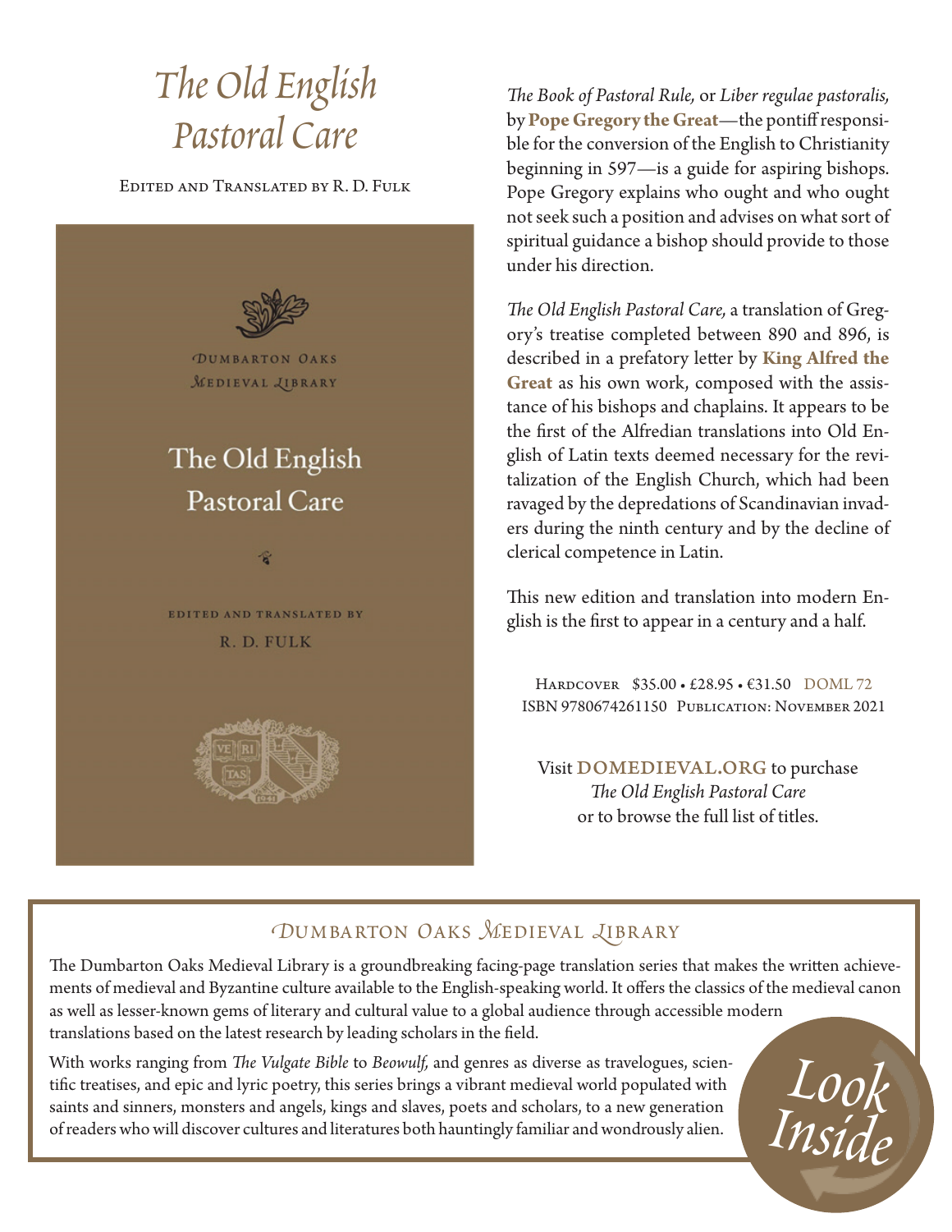# *The Old English Pastoral Care*

Edited and Translated by R. D. Fulk

*The Book of Pastoral Rule,* or *Liber regulae pastoralis,* by **Pope Gregory the Great**—the pontiff responsible for the conversion of the English to Christianity beginning in 597—is a guide for aspiring bishops. Pope Gregory explains who ought and who ought not seek such a position and advises on what sort of spiritual guidance a bishop should provide to those under his direction.

*The Old English Pastoral Care,* a translation of Gregory's treatise completed between 890 and 896, is described in a prefatory letter by **King Alfred the Great** as his own work, composed with the assistance of his bishops and chaplains. It appears to be the first of the Alfredian translations into Old English of Latin texts deemed necessary for the revitalization of the English Church, which had been ravaged by the depredations of Scandinavian invaders during the ninth century and by the decline of clerical competence in Latin.

This new edition and translation into modern English is the first to appear in a century and a half.

Hardcover $35.00 • £28.95 • €31.50 DOML 72
ISBN 9780674261150 Publication: November 2021

Visit **DOMEDIEVAL.ORG** to purchase *The Old English Pastoral Care* or to browse the full list of titles.

## Dumbarton Oaks Medieval Library

The Dumbarton Oaks Medieval Library is a groundbreaking facing-page translation series that makes the written achievements of medieval and Byzantine culture available to the English-speaking world. It offers the classics of the medieval canon as well as lesser-known gems of literary and cultural value to a global audience through accessible modern translations based on the latest research by leading scholars in the field.

With works ranging from *The Vulgate Bible* to *Beowulf,* and genres as diverse as travelogues, scientific treatises, and epic and lyric poetry, this series brings a vibrant medieval world populated with saints and sinners, monsters and angels, kings and slaves, poets and scholars, to a new generation of readers who will discover cultures and literatures both hauntingly familiar and wondrously alien.

*Look Inside*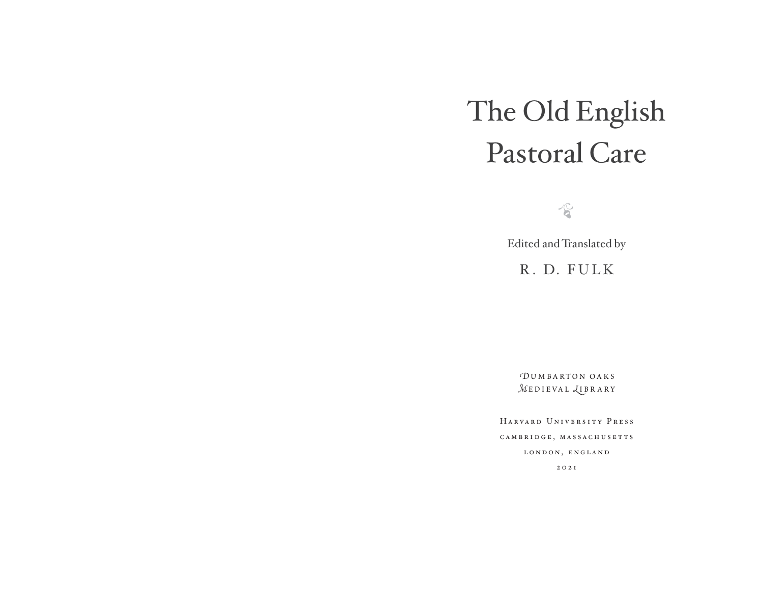# The Old English Pastoral Care

Edited and Translated by

R. D. FULK

DUMBARTON OAKS
MEDIEVAL LIBRARY

HARVARD UNIVERSITY PRESS
CAMBRIDGE, MASSACHUSETTS
LONDON, ENGLAND
2021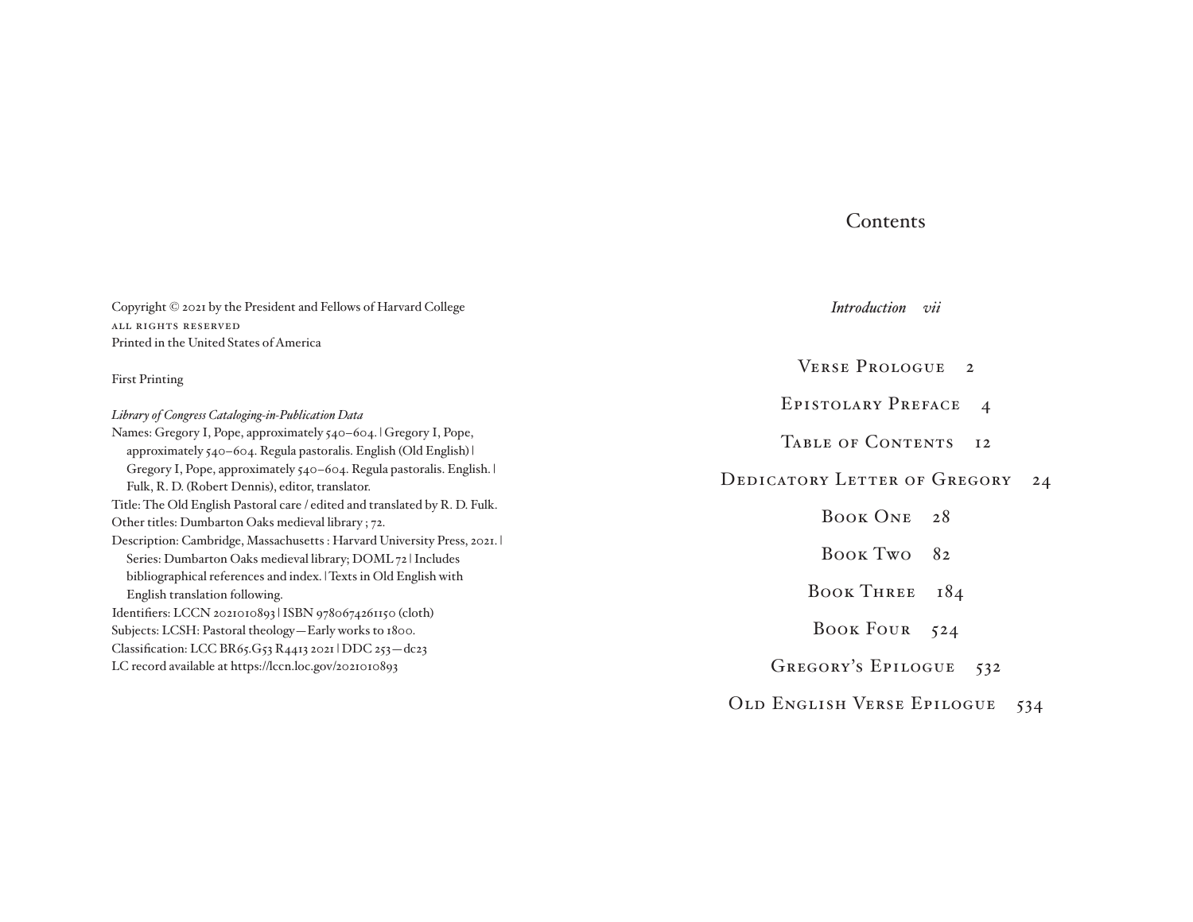Copyright © 2021 by the President and Fellows of Harvard College
ALL RIGHTS RESERVED
Printed in the United States of America

First Printing

*Library of Congress Cataloging-in-Publication Data*
Names: Gregory I, Pope, approximately 540–604. | Gregory I, Pope, approximately 540–604. Regula pastoralis. English (Old English) | Gregory I, Pope, approximately 540–604. Regula pastoralis. English. | Fulk, R. D. (Robert Dennis), editor, translator.
Title: The Old English Pastoral care / edited and translated by R. D. Fulk.
Other titles: Dumbarton Oaks medieval library ; 72.
Description: Cambridge, Massachusetts : Harvard University Press, 2021. | Series: Dumbarton Oaks medieval library; DOML 72 | Includes bibliographical references and index. | Texts in Old English with English translation following.
Identifiers: LCCN 2021010893 | ISBN 9780674261150 (cloth)
Subjects: LCSH: Pastoral theology—Early works to 1800.
Classification: LCC BR65.G53 R4413 2021 | DDC 253—dc23
LC record available at https://lccn.loc.gov/2021010893

# Contents

*Introduction vii*

VERSE PROLOGUE 2

EPISTOLARY PREFACE 4

TABLE OF CONTENTS 12

DEDICATORY LETTER OF GREGORY 24

BOOK ONE 28

BOOK TWO 82

BOOK THREE 184

BOOK FOUR 524

GREGORY'S EPILOGUE 532

OLD ENGLISH VERSE EPILOGUE 534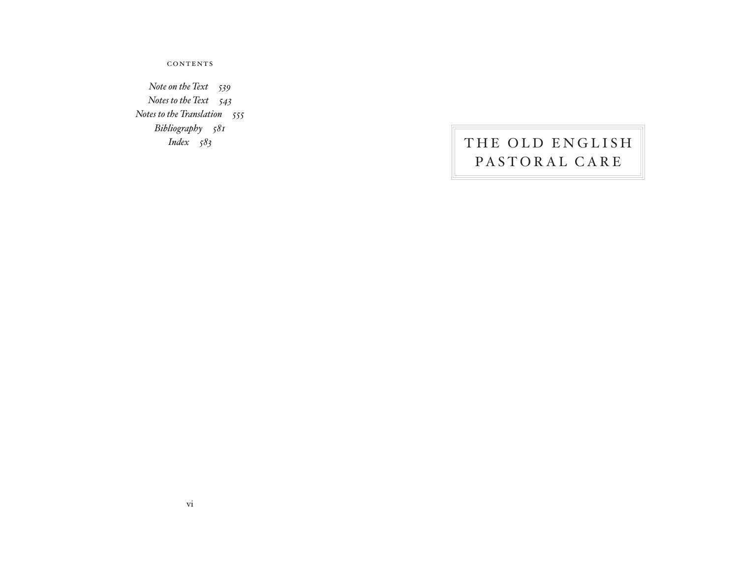Note on the Text 539
Notes to the Text 543
Notes to the Translation 555
Bibliography 581
Index 583

# THE OLD ENGLISH PASTORAL CARE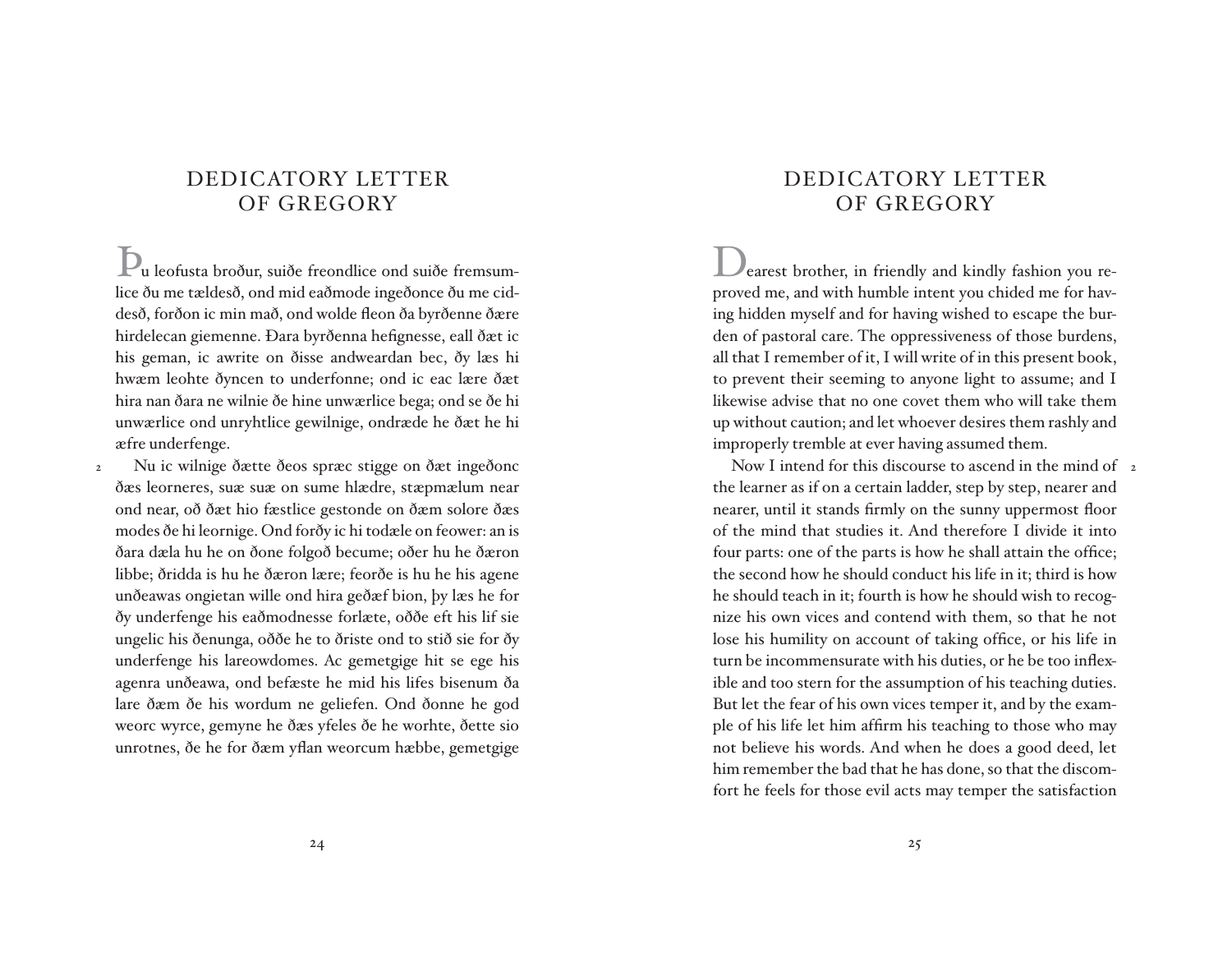# DEDICATORY LETTER OF GREGORY

Þu leofusta broður, suiðe freondlice ond suiðe fremsumlice ðu me tældesð, ond mid eaðmode ingeðonce ðu me ciddesð, forðon ic min mað, ond wolde fleon ða byrðenne ðære hirdelecan giemenne. Ðara byrðenna hefignesse, eall ðæt ic his geman, ic awrite on ðisse andweardan bec, ðy læs hi hwæm leohte ðyncen to underfonne; ond ic eac lære ðæt hira nan ðara ne wilnie ðe hine unwærlice bega; ond se ðe hi unwærlice ond unryhtlice gewilnige, ondræde he ðæt he hi æfre underfenge.

2 Nu ic wilnige ðætte ðeos spræc stigge on ðæt ingeðonc ðæs leorneres, suæ suæ on sume hlædre, stæpmælum near ond near, oð ðæt hio fæstlice gestonde on ðæm solore ðæs modes ðe hi leornige. Ond forðy ic hi todæle on feower: an is ðara dæla hu he on ðone folgoð becume; oðer hu he ðæron libbe; ðridda is hu he ðæron lære; feorðe is hu he his agene unðeawas ongietan wille ond hira geðæf bion, þy læs he for ðy underfenge his eaðmodnesse forlæte, oððe eft his lif sie ungelic his ðenunga, oððe he to ðriste ond to stið sie for ðy underfenge his lareowdomes. Ac gemetgige hit se ege his agenra unðeawa, ond befæste he mid his lifes bisenum ða lare ðæm ðe his wordum ne geliefen. Ond ðonne he god weorc wyrce, gemyne he ðæs yfeles ðe he worhte, ðette sio unrotnes, ðe he for ðæm yflan weorcum hæbbe, gemetgige

# DEDICATORY LETTER OF GREGORY

Dearest brother, in friendly and kindly fashion you reproved me, and with humble intent you chided me for having hidden myself and for having wished to escape the burden of pastoral care. The oppressiveness of those burdens, all that I remember of it, I will write of in this present book, to prevent their seeming to anyone light to assume; and I likewise advise that no one covet them who will take them up without caution; and let whoever desires them rashly and improperly tremble at ever having assumed them.

2 Now I intend for this discourse to ascend in the mind of the learner as if on a certain ladder, step by step, nearer and nearer, until it stands firmly on the sunny uppermost floor of the mind that studies it. And therefore I divide it into four parts: one of the parts is how he shall attain the office; the second how he should conduct his life in it; third is how he should teach in it; fourth is how he should wish to recognize his own vices and contend with them, so that he not lose his humility on account of taking office, or his life in turn be incommensurate with his duties, or he be too inflexible and too stern for the assumption of his teaching duties. But let the fear of his own vices temper it, and by the example of his life let him affirm his teaching to those who may not believe his words. And when he does a good deed, let him remember the bad that he has done, so that the discomfort he feels for those evil acts may temper the satisfaction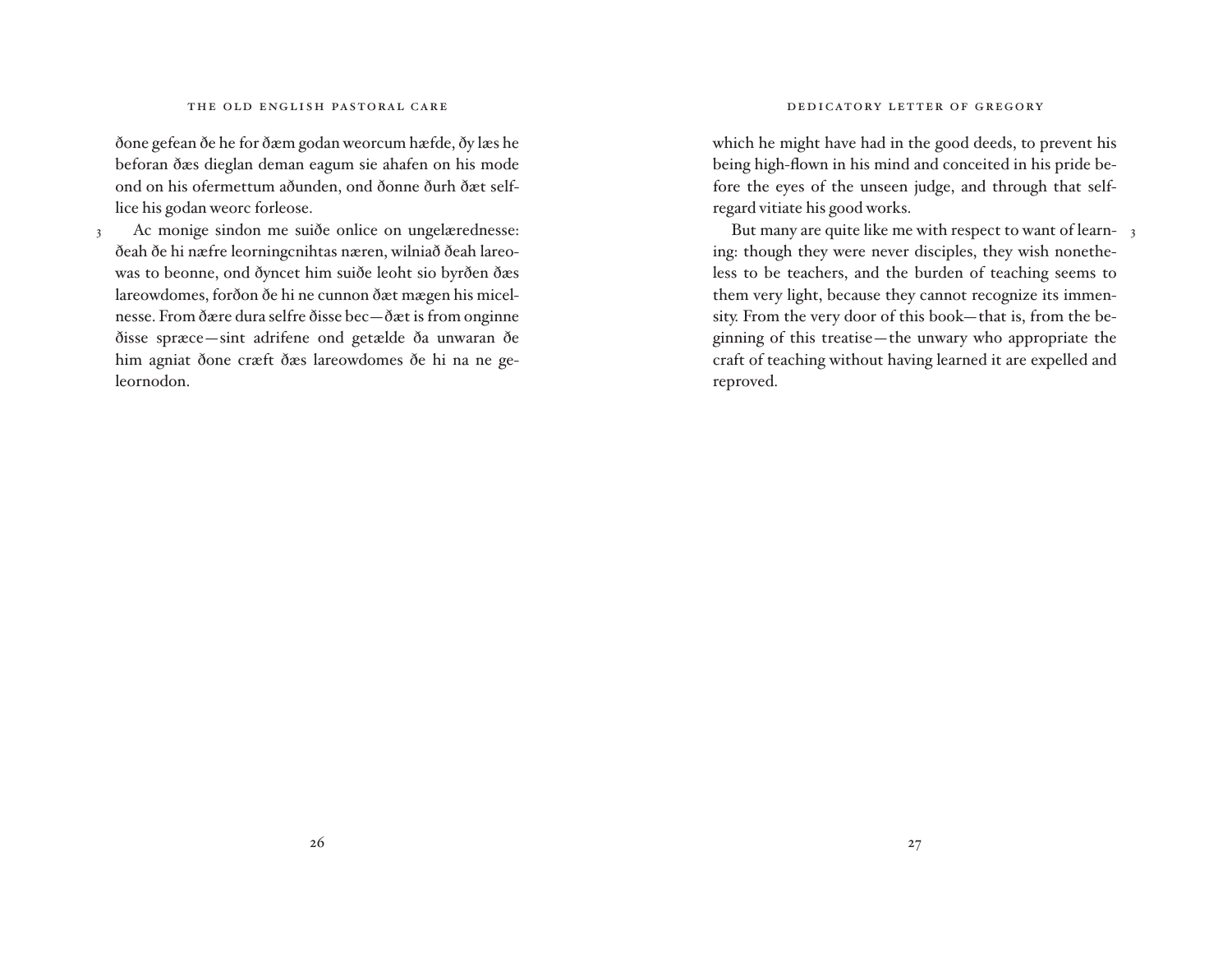ðone gefean ðe he for ðæm godan weorcum hæfde, ðy læs he beforan ðæs dieglan deman eagum sie ahafen on his mode ond on his ofermettum aðunden, ond ðonne ðurh ðæt selflice his godan weorc forleose.

3 Ac monige sindon me suiðe onlice on ungelærednesse: ðeah ðe hi næfre leorningcnihtas næren, wilniað ðeah lareowas to beonne, ond ðyncet him suiðe leoht sio byrðen ðæs lareowdomes, forðon ðe hi ne cunnon ðæt mægen his micelnesse. From ðære dura selfre ðisse bec—ðæt is from onginne ðisse spræce—sint adrifene ond getælde ða unwaran ðe him agniat ðone cræft ðæs lareowdomes ðe hi na ne geleornodon.

which he might have had in the good deeds, to prevent his being high-flown in his mind and conceited in his pride before the eyes of the unseen judge, and through that self-regard vitiate his good works.

3 But many are quite like me with respect to want of learning: though they were never disciples, they wish nonetheless to be teachers, and the burden of teaching seems to them very light, because they cannot recognize its immensity. From the very door of this book—that is, from the beginning of this treatise—the unwary who appropriate the craft of teaching without having learned it are expelled and reproved.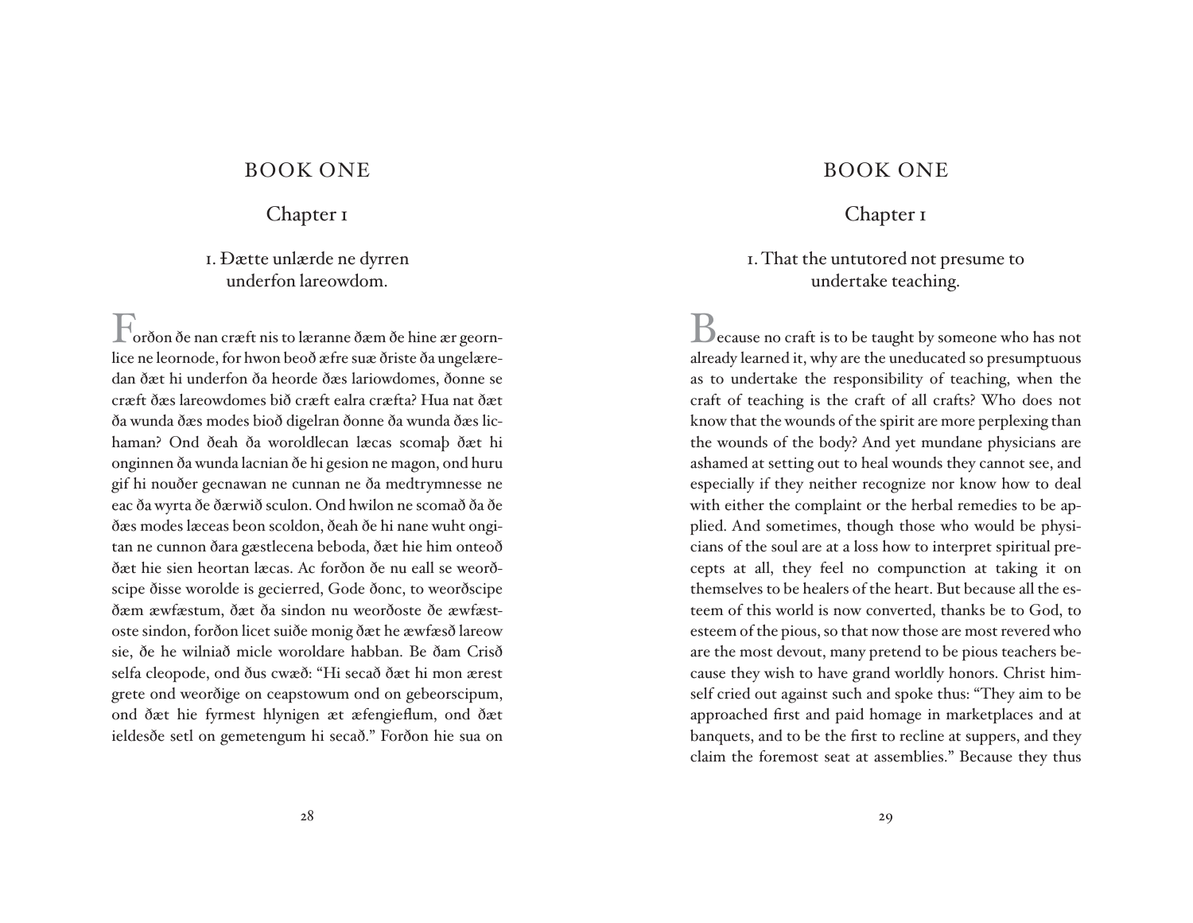# BOOK ONE

## Chapter 1

### 1. Ðætte unlærde ne dyrren underfon lareowdom.

Forðon ðe nan cræft nis to læranne ðæm ðe hine ær geornlice ne leornode, for hwon beoð æfre suæ ðriste ða ungelæredan ðæt hi underfon ða heorde ðæs lariowdomes, ðonne se cræft ðæs lareowdomes bið cræft ealra cræfta? Hua nat ðæt ða wunda ðæs modes bioð digelran ðonne ða wunda ðæs lichaman? Ond ðeah ða woroldlecan læcas scomaþ ðæt hi onginnen ða wunda lacnian ðe hi gesion ne magon, ond huru gif hi nouðer gecnawan ne cunnan ne ða medtrymnesse ne eac ða wyrta ðe ðærwið sculon. Ond hwilon ne scomað ða ðe ðæs modes læceas beon scoldon, ðeah ðe hi nane wuht ongitan ne cunnon ðara gæstlecena beboda, ðæt hie him onteoð ðæt hie sien heortan læcas. Ac forðon ðe nu eall se weorðscipe ðisse worolde is gecierred, Gode ðonc, to weorðscipe ðæm æwfæstum, ðæt ða sindon nu weorðoste ðe æwfæstoste sindon, forðon licet suiðe monig ðæt he æwfæsð lareow sie, ðe he wilniað micle woroldare habban. Be ðam Crisð selfa cleopode, ond ðus cwæð: "Hi secað ðæt hi mon ærest grete ond weorðige on ceapstowum ond on gebeorscipum, ond ðæt hie fyrmest hlynigen æt æfengieflum, ond ðæt ieldesðe setl on gemetengum hi secað." Forðon hie sua on

# BOOK ONE

## Chapter 1

### 1. That the untutored not presume to undertake teaching.

Because no craft is to be taught by someone who has not already learned it, why are the uneducated so presumptuous as to undertake the responsibility of teaching, when the craft of teaching is the craft of all crafts? Who does not know that the wounds of the spirit are more perplexing than the wounds of the body? And yet mundane physicians are ashamed at setting out to heal wounds they cannot see, and especially if they neither recognize nor know how to deal with either the complaint or the herbal remedies to be applied. And sometimes, though those who would be physicians of the soul are at a loss how to interpret spiritual precepts at all, they feel no compunction at taking it on themselves to be healers of the heart. But because all the esteem of this world is now converted, thanks be to God, to esteem of the pious, so that now those are most revered who are the most devout, many pretend to be pious teachers because they wish to have grand worldly honors. Christ himself cried out against such and spoke thus: "They aim to be approached first and paid homage in marketplaces and at banquets, and to be the first to recline at suppers, and they claim the foremost seat at assemblies." Because they thus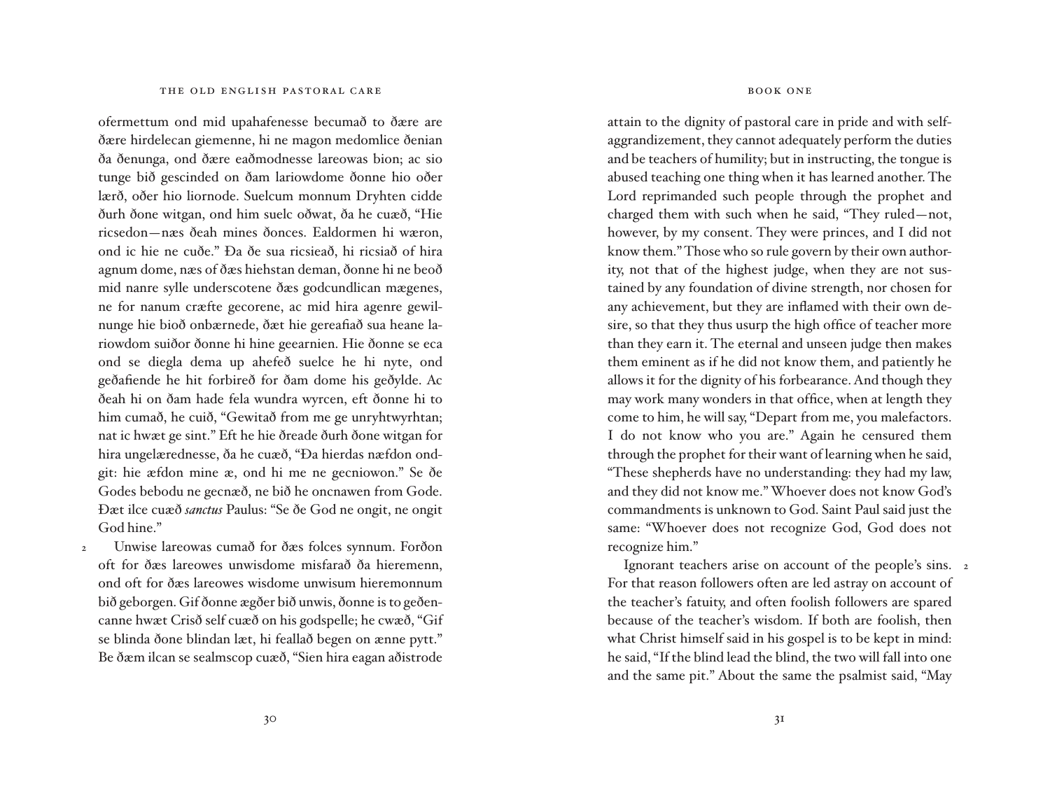ofermettum ond mid upahafenesse becumað to ðære are ðære hirdelecan giemenne, hi ne magon medomlice ðenian ða ðenunga, ond ðære eaðmodnesse lareowas bion; ac sio tunge bið gescinded on ðam lariowdome ðonne hio oðer lærð, oðer hio liornode. Suelcum monnum Dryhten cidde ðurh ðone witgan, ond him suelc oðwat, ða he cuæð, "Hie ricsedon—næs ðeah mines ðonces. Ealdormen hi wæron, ond ic hie ne cuðe." Ða ðe sua ricsieað, hi ricsiað of hira agnum dome, næs of ðæs hiehstan deman, ðonne hi ne beoð mid nanre sylle underscotene ðæs godcundlican mægenes, ne for nanum cræfte gecorene, ac mid hira agenre gewilnunge hie bioð onbærnede, ðæt hie gereafiað sua heane lariowdom suiðor ðonne hi hine geearnien. Hie ðonne se eca ond se diegla dema up ahefeð suelce he hi nyte, ond geðafiende he hit forbireð for ðam dome his geðylde. Ac ðeah hi on ðam hade fela wundra wyrcen, eft ðonne hi to him cumað, he cuið, "Gewitað from me ge unryhtwyrhtan; nat ic hwæt ge sint." Eft he hie ðreade ðurh ðone witgan for hira ungelærednesse, ða he cuæð, "Ða hierdas næfdon ondgit: hie æfdon mine æ, ond hi me ne gecniowon." Se ðe Godes bebodu ne gecnæð, ne bið he oncnawen from Gode. Ðæt ilce cuæð *sanctus* Paulus: "Se ðe God ne ongit, ne ongit God hine."

2 Unwise lareowas cumað for ðæs folces synnum. Forðon oft for ðæs lareowes unwisdome misfarað ða hieremenn, ond oft for ðæs lareowes wisdome unwisum hieremonnum bið geborgen. Gif ðonne ægðer bið unwis, ðonne is to geðencanne hwæt Crisð self cuæð on his godspelle; he cwæð, "Gif se blinda ðone blindan læt, hi feallað begen on ænne pytt." Be ðæm ilcan se sealmscop cuæð, "Sien hira eagan aðistrode

attain to the dignity of pastoral care in pride and with self-aggrandizement, they cannot adequately perform the duties and be teachers of humility; but in instructing, the tongue is abused teaching one thing when it has learned another. The Lord reprimanded such people through the prophet and charged them with such when he said, "They ruled—not, however, by my consent. They were princes, and I did not know them." Those who so rule govern by their own authority, not that of the highest judge, when they are not sustained by any foundation of divine strength, nor chosen for any achievement, but they are inflamed with their own desire, so that they thus usurp the high office of teacher more than they earn it. The eternal and unseen judge then makes them eminent as if he did not know them, and patiently he allows it for the dignity of his forbearance. And though they may work many wonders in that office, when at length they come to him, he will say, "Depart from me, you malefactors. I do not know who you are." Again he censured them through the prophet for their want of learning when he said, "These shepherds have no understanding: they had my law, and they did not know me." Whoever does not know God's commandments is unknown to God. Saint Paul said just the same: "Whoever does not recognize God, God does not recognize him."

2 Ignorant teachers arise on account of the people's sins. For that reason followers often are led astray on account of the teacher's fatuity, and often foolish followers are spared because of the teacher's wisdom. If both are foolish, then what Christ himself said in his gospel is to be kept in mind: he said, "If the blind lead the blind, the two will fall into one and the same pit." About the same the psalmist said, "May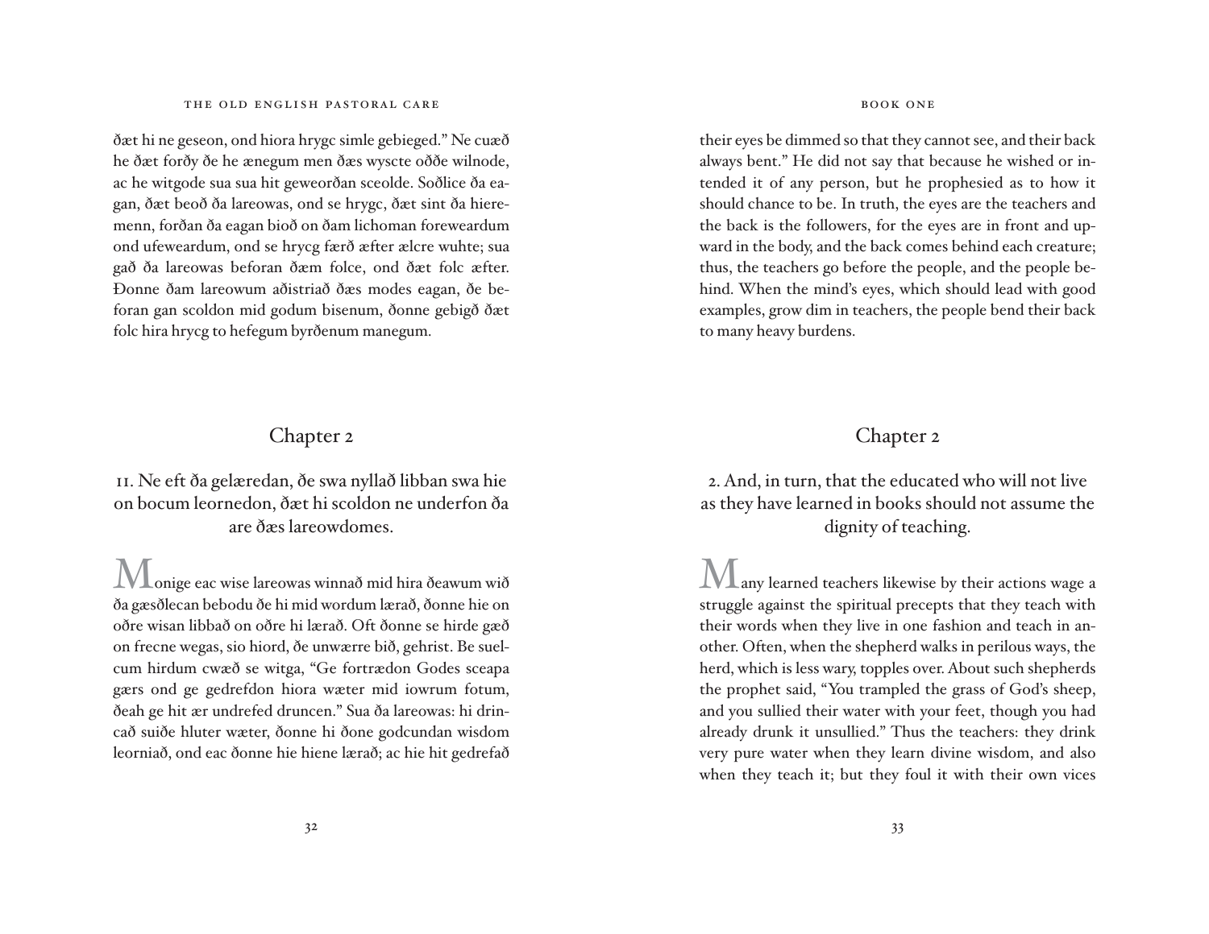ðæt hi ne geseon, ond hiora hrygc simle gebieged." Ne cuæð he ðæt forðy ðe he ænegum men ðæs wyscte oððe wilnode, ac he witgode sua sua hit geweorðan sceolde. Soðlice ða eagan, ðæt beoð ða lareowas, ond se hrygc, ðæt sint ða hieremenn, forðan ða eagan bioð on ðam lichoman foreweardum ond ufeweardum, ond se hrycg færð æfter ælcre wuhte; sua gað ða lareowas beforan ðæm folce, ond ðæt folc æfter. Ðonne ðam lareowum aðistriað ðæs modes eagan, ðe beforan gan scoldon mid godum bisenum, ðonne gebigð ðæt folc hira hrycg to hefegum byrðenum manegum.

## Chapter 2

### II. Ne eft ða gelæredan, ðe swa nyllað libban swa hie on bocum leornedon, ðæt hi scoldon ne underfon ða are ðæs lareowdomes.

Monige eac wise lareowas winnað mid hira ðeawum wið ða gæsðlecan bebodu ðe hi mid wordum lærað, ðonne hie on oðre wisan libbað on oðre hi lærað. Oft ðonne se hirde gæð on frecne wegas, sio hiord, ðe unwærre bið, gehrist. Be suelcum hirdum cwæð se witga, "Ge fortrædon Godes sceapa gærs ond ge gedrefdon hiora wæter mid iowrum fotum, ðeah ge hit ær undrefed druncen." Sua ða lareowas: hi drincað suiðe hluter wæter, ðonne hi ðone godcundan wisdom leorniað, ond eac ðonne hie hiene lærað; ac hie hit gedrefað

their eyes be dimmed so that they cannot see, and their back always bent." He did not say that because he wished or intended it of any person, but he prophesied as to how it should chance to be. In truth, the eyes are the teachers and the back is the followers, for the eyes are in front and upward in the body, and the back comes behind each creature; thus, the teachers go before the people, and the people behind. When the mind's eyes, which should lead with good examples, grow dim in teachers, the people bend their back to many heavy burdens.

## Chapter 2

### 2. And, in turn, that the educated who will not live as they have learned in books should not assume the dignity of teaching.

Many learned teachers likewise by their actions wage a struggle against the spiritual precepts that they teach with their words when they live in one fashion and teach in another. Often, when the shepherd walks in perilous ways, the herd, which is less wary, topples over. About such shepherds the prophet said, "You trampled the grass of God's sheep, and you sullied their water with your feet, though you had already drunk it unsullied." Thus the teachers: they drink very pure water when they learn divine wisdom, and also when they teach it; but they foul it with their own vices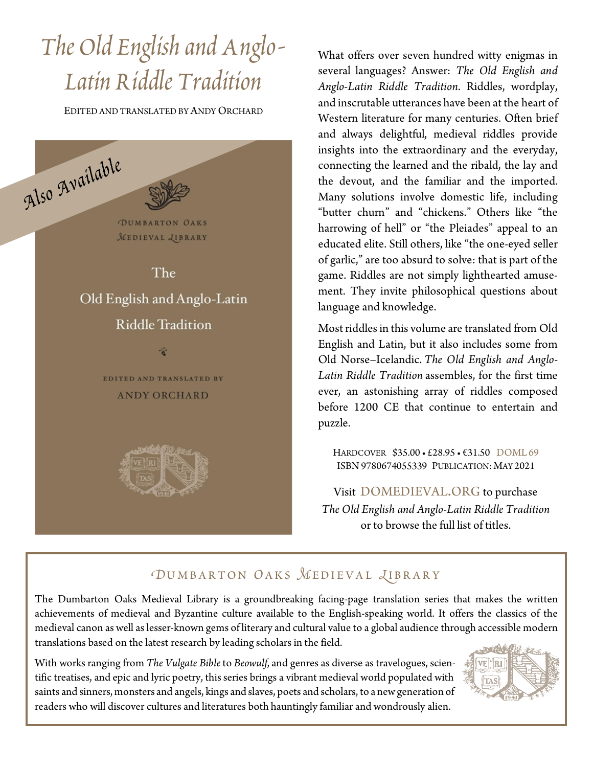# *The Old English and Anglo-Latin Riddle Tradition*

EDITED AND TRANSLATED BY ANDY ORCHARD

Also Available

DUMBARTON OAKS MEDIEVAL LIBRARY

The Old English and Anglo-Latin Riddle Tradition

EDITED AND TRANSLATED BY ANDY ORCHARD

What offers over seven hundred witty enigmas in several languages? Answer: *The Old English and Anglo-Latin Riddle Tradition*. Riddles, wordplay, and inscrutable utterances have been at the heart of Western literature for many centuries. Often brief and always delightful, medieval riddles provide insights into the extraordinary and the everyday, connecting the learned and the ribald, the lay and the devout, and the familiar and the imported. Many solutions involve domestic life, including "butter churn" and "chickens." Others like "the harrowing of hell" or "the Pleiades" appeal to an educated elite. Still others, like "the one-eyed seller of garlic," are too absurd to solve: that is part of the game. Riddles are not simply lighthearted amusement. They invite philosophical questions about language and knowledge.

Most riddles in this volume are translated from Old English and Latin, but it also includes some from Old Norse–Icelandic. *The Old English and Anglo-Latin Riddle Tradition* assembles, for the first time ever, an astonishing array of riddles composed before 1200 CE that continue to entertain and puzzle.

HARDCOVER $35.00 • £28.95 • €31.50 DOML 69
ISBN 9780674055339 PUBLICATION: MAY 2021

Visit DOMEDIEVAL.ORG to purchase
*The Old English and Anglo-Latin Riddle Tradition*
or to browse the full list of titles.

## DUMBARTON OAKS MEDIEVAL LIBRARY

The Dumbarton Oaks Medieval Library is a groundbreaking facing-page translation series that makes the written achievements of medieval and Byzantine culture available to the English-speaking world. It offers the classics of the medieval canon as well as lesser-known gems of literary and cultural value to a global audience through accessible modern translations based on the latest research by leading scholars in the field.

With works ranging from *The Vulgate Bible* to *Beowulf*, and genres as diverse as travelogues, scientific treatises, and epic and lyric poetry, this series brings a vibrant medieval world populated with saints and sinners, monsters and angels, kings and slaves, poets and scholars, to a new generation of readers who will discover cultures and literatures both hauntingly familiar and wondrously alien.